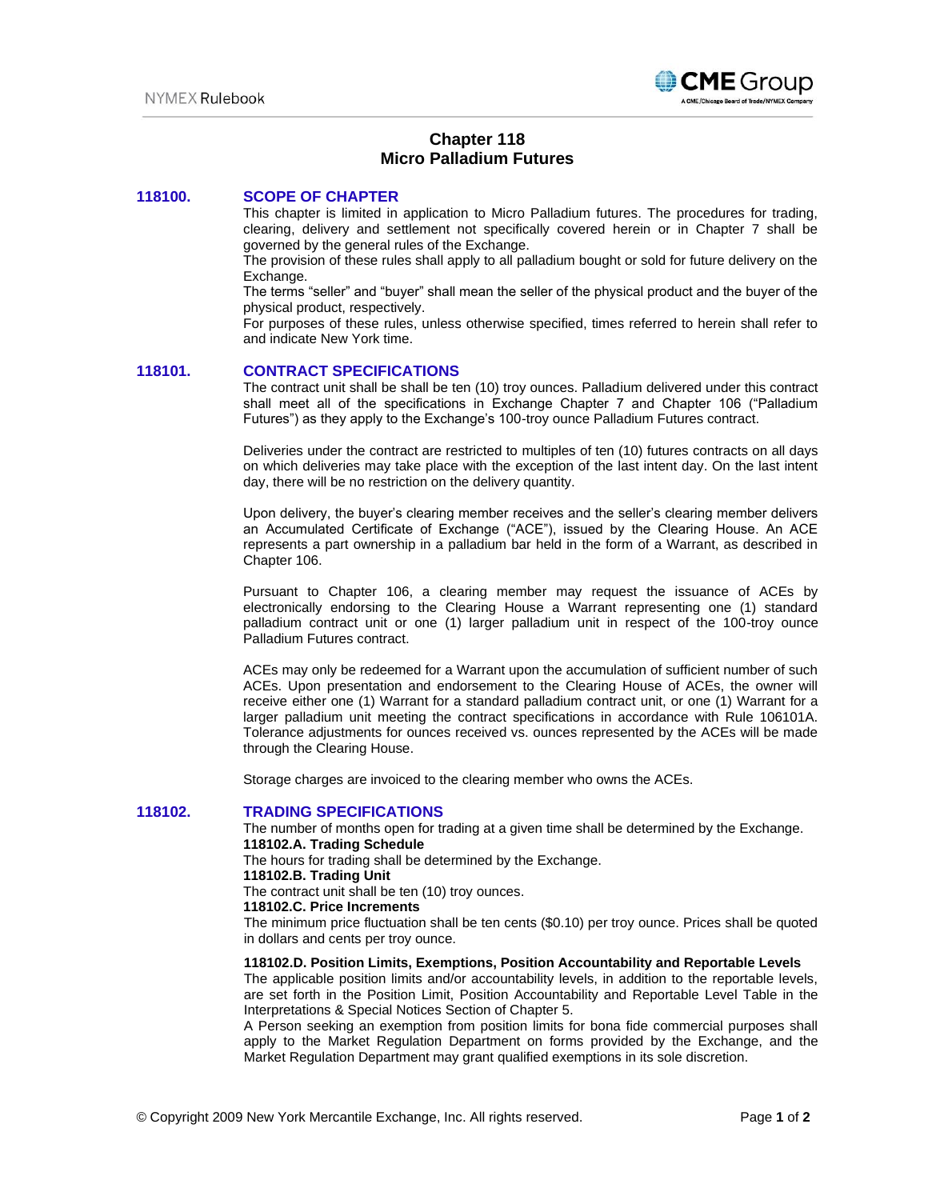# Chapter 118
# Micro Palladium Futures

## 118100. SCOPE OF CHAPTER

This chapter is limited in application to Micro Palladium futures. The procedures for trading, clearing, delivery and settlement not specifically covered herein or in Chapter 7 shall be governed by the general rules of the Exchange.

The provision of these rules shall apply to all palladium bought or sold for future delivery on the Exchange.

The terms "seller" and "buyer" shall mean the seller of the physical product and the buyer of the physical product, respectively.

For purposes of these rules, unless otherwise specified, times referred to herein shall refer to and indicate New York time.

## 118101. CONTRACT SPECIFICATIONS

The contract unit shall be shall be ten (10) troy ounces. Palladium delivered under this contract shall meet all of the specifications in Exchange Chapter 7 and Chapter 106 ("Palladium Futures") as they apply to the Exchange's 100-troy ounce Palladium Futures contract.

Deliveries under the contract are restricted to multiples of ten (10) futures contracts on all days on which deliveries may take place with the exception of the last intent day. On the last intent day, there will be no restriction on the delivery quantity.

Upon delivery, the buyer's clearing member receives and the seller's clearing member delivers an Accumulated Certificate of Exchange ("ACE"), issued by the Clearing House. An ACE represents a part ownership in a palladium bar held in the form of a Warrant, as described in Chapter 106.

Pursuant to Chapter 106, a clearing member may request the issuance of ACEs by electronically endorsing to the Clearing House a Warrant representing one (1) standard palladium contract unit or one (1) larger palladium unit in respect of the 100-troy ounce Palladium Futures contract.

ACEs may only be redeemed for a Warrant upon the accumulation of sufficient number of such ACEs. Upon presentation and endorsement to the Clearing House of ACEs, the owner will receive either one (1) Warrant for a standard palladium contract unit, or one (1) Warrant for a larger palladium unit meeting the contract specifications in accordance with Rule 106101A. Tolerance adjustments for ounces received vs. ounces represented by the ACEs will be made through the Clearing House.

Storage charges are invoiced to the clearing member who owns the ACEs.

## 118102. TRADING SPECIFICATIONS

The number of months open for trading at a given time shall be determined by the Exchange.

**118102.A. Trading Schedule**

The hours for trading shall be determined by the Exchange.

**118102.B. Trading Unit**

The contract unit shall be ten (10) troy ounces.

**118102.C. Price Increments**

The minimum price fluctuation shall be ten cents ($0.10) per troy ounce. Prices shall be quoted in dollars and cents per troy ounce.

**118102.D. Position Limits, Exemptions, Position Accountability and Reportable Levels**

The applicable position limits and/or accountability levels, in addition to the reportable levels, are set forth in the Position Limit, Position Accountability and Reportable Level Table in the Interpretations & Special Notices Section of Chapter 5.

A Person seeking an exemption from position limits for bona fide commercial purposes shall apply to the Market Regulation Department on forms provided by the Exchange, and the Market Regulation Department may grant qualified exemptions in its sole discretion.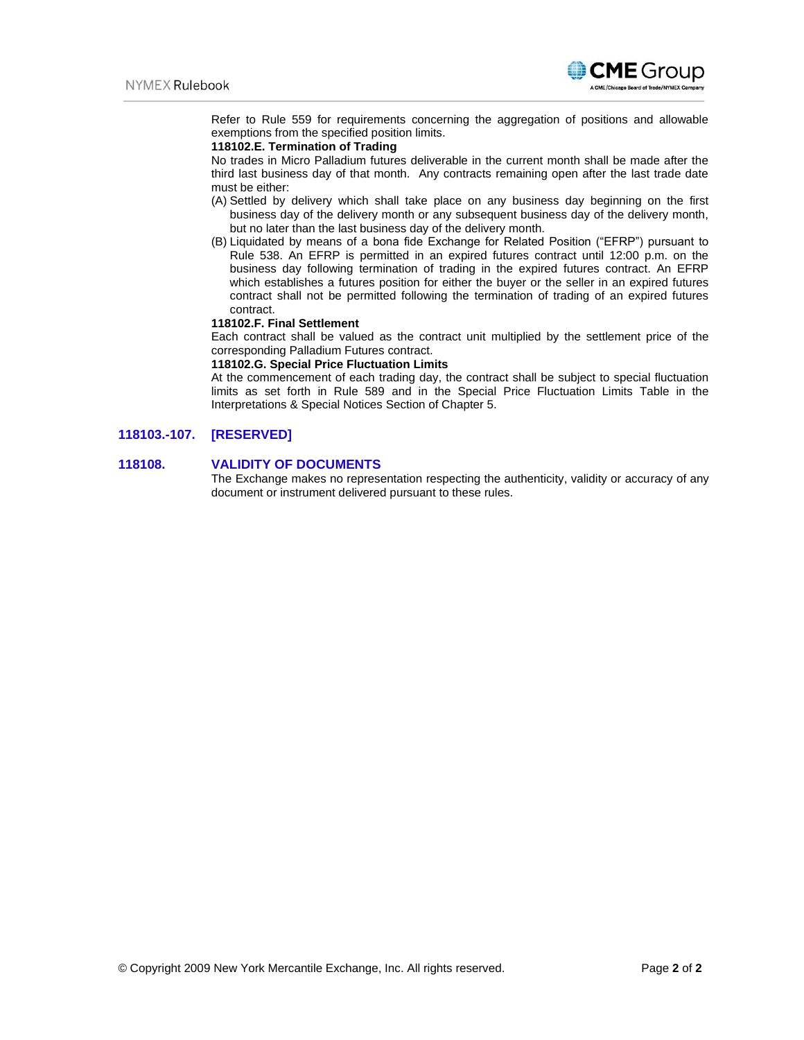Refer to Rule 559 for requirements concerning the aggregation of positions and allowable exemptions from the specified position limits.

**118102.E. Termination of Trading**

No trades in Micro Palladium futures deliverable in the current month shall be made after the third last business day of that month. Any contracts remaining open after the last trade date must be either:

(A) Settled by delivery which shall take place on any business day beginning on the first business day of the delivery month or any subsequent business day of the delivery month, but no later than the last business day of the delivery month.

(B) Liquidated by means of a bona fide Exchange for Related Position ("EFRP") pursuant to Rule 538. An EFRP is permitted in an expired futures contract until 12:00 p.m. on the business day following termination of trading in the expired futures contract. An EFRP which establishes a futures position for either the buyer or the seller in an expired futures contract shall not be permitted following the termination of trading of an expired futures contract.

**118102.F. Final Settlement**

Each contract shall be valued as the contract unit multiplied by the settlement price of the corresponding Palladium Futures contract.

**118102.G. Special Price Fluctuation Limits**

At the commencement of each trading day, the contract shall be subject to special fluctuation limits as set forth in Rule 589 and in the Special Price Fluctuation Limits Table in the Interpretations & Special Notices Section of Chapter 5.

## 118103.-107. [RESERVED]

## 118108. VALIDITY OF DOCUMENTS

The Exchange makes no representation respecting the authenticity, validity or accuracy of any document or instrument delivered pursuant to these rules.